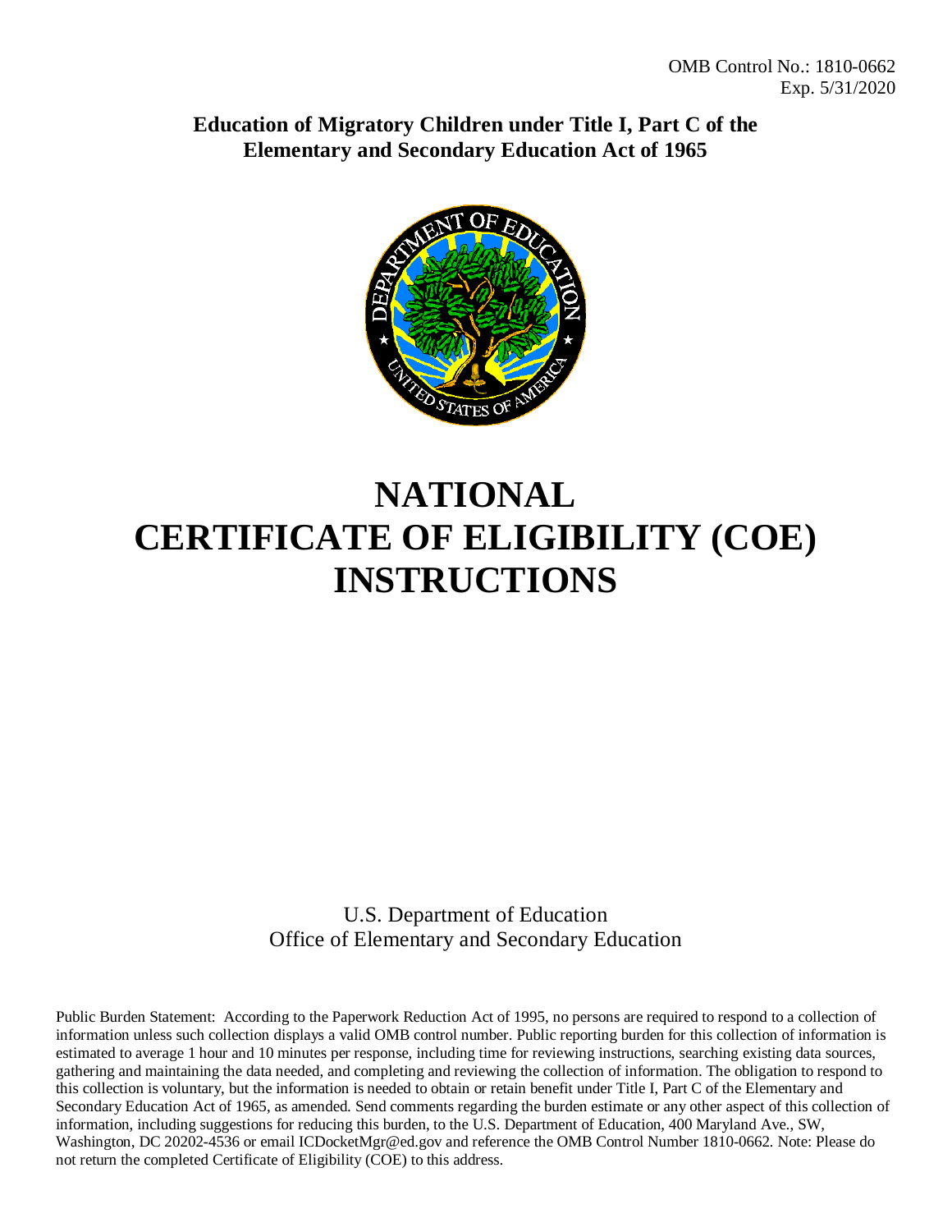OMB Control No.: 1810-0662
Exp. 5/31/2020

**Education of Migratory Children under Title I, Part C of the Elementary and Secondary Education Act of 1965**

# NATIONAL CERTIFICATE OF ELIGIBILITY (COE) INSTRUCTIONS

U.S. Department of Education
Office of Elementary and Secondary Education

Public Burden Statement: According to the Paperwork Reduction Act of 1995, no persons are required to respond to a collection of information unless such collection displays a valid OMB control number. Public reporting burden for this collection of information is estimated to average 1 hour and 10 minutes per response, including time for reviewing instructions, searching existing data sources, gathering and maintaining the data needed, and completing and reviewing the collection of information. The obligation to respond to this collection is voluntary, but the information is needed to obtain or retain benefit under Title I, Part C of the Elementary and Secondary Education Act of 1965, as amended. Send comments regarding the burden estimate or any other aspect of this collection of information, including suggestions for reducing this burden, to the U.S. Department of Education, 400 Maryland Ave., SW, Washington, DC 20202-4536 or email ICDocketMgr@ed.gov and reference the OMB Control Number 1810-0662. Note: Please do not return the completed Certificate of Eligibility (COE) to this address.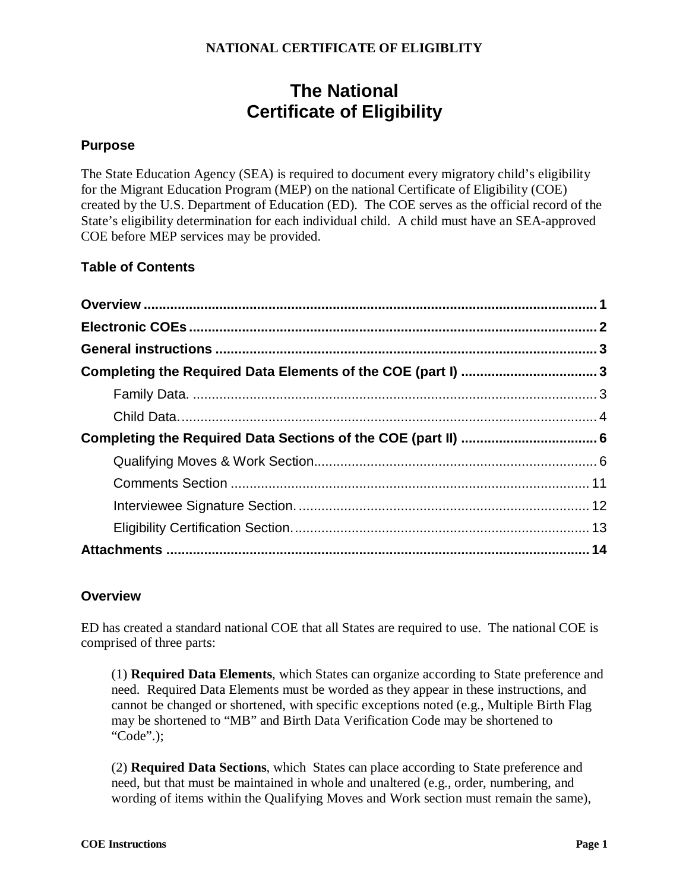**NATIONAL CERTIFICATE OF ELIGIBLITY**

# The National Certificate of Eligibility

## Purpose

The State Education Agency (SEA) is required to document every migratory child's eligibility for the Migrant Education Program (MEP) on the national Certificate of Eligibility (COE) created by the U.S. Department of Education (ED). The COE serves as the official record of the State's eligibility determination for each individual child. A child must have an SEA-approved COE before MEP services may be provided.

## Table of Contents

**Overview** .......... **1**
**Electronic COEs** .......... **2**
**General instructions** .......... **3**
**Completing the Required Data Elements of the COE (part I)** .......... **3**
- Family Data. .......... 3
- Child Data. .......... 4

**Completing the Required Data Sections of the COE (part II)** .......... **6**
- Qualifying Moves & Work Section .......... 6
- Comments Section .......... 11
- Interviewee Signature Section. .......... 12
- Eligibility Certification Section. .......... 13

**Attachments** .......... **14**

## Overview

ED has created a standard national COE that all States are required to use. The national COE is comprised of three parts:

(1) **Required Data Elements**, which States can organize according to State preference and need. Required Data Elements must be worded as they appear in these instructions, and cannot be changed or shortened, with specific exceptions noted (e.g., Multiple Birth Flag may be shortened to "MB" and Birth Data Verification Code may be shortened to "Code".);

(2) **Required Data Sections**, which States can place according to State preference and need, but that must be maintained in whole and unaltered (e.g., order, numbering, and wording of items within the Qualifying Moves and Work section must remain the same),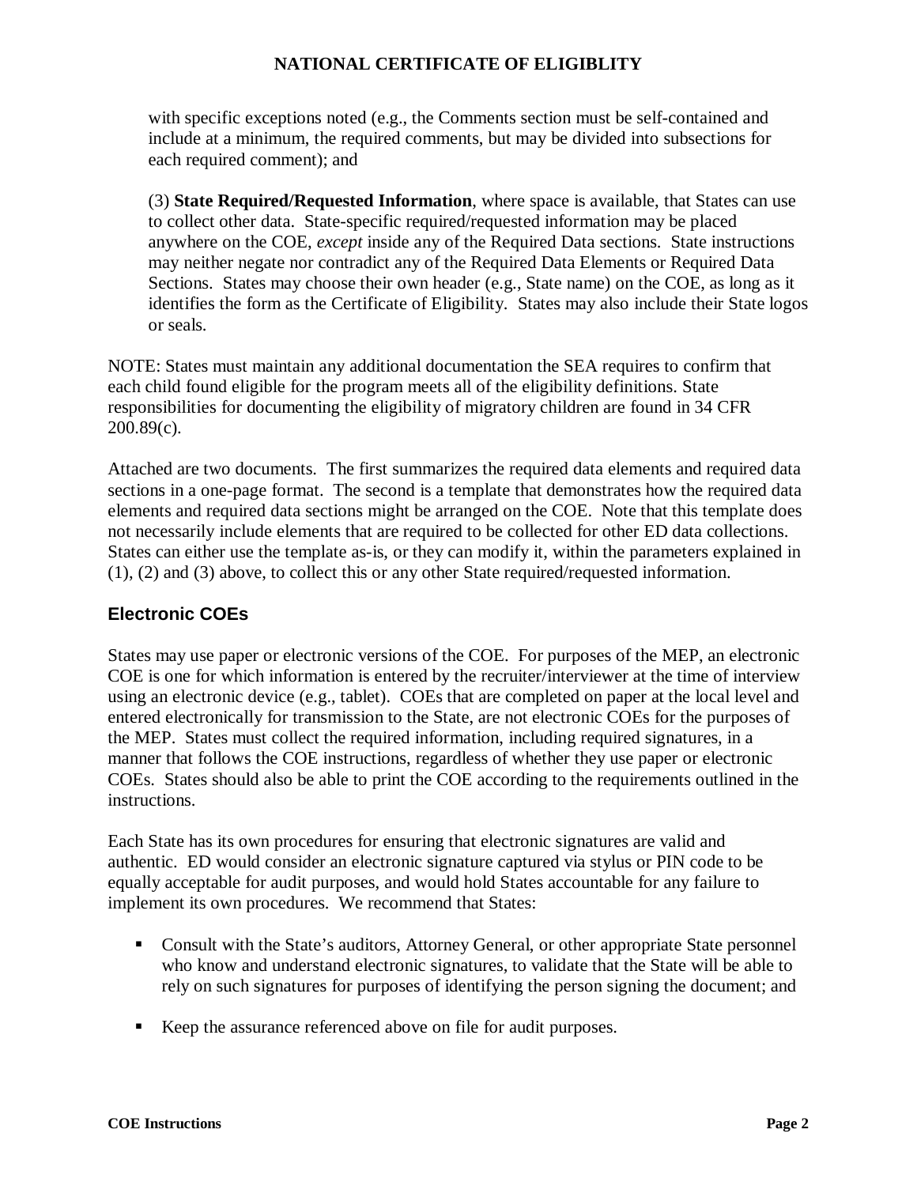with specific exceptions noted (e.g., the Comments section must be self-contained and include at a minimum, the required comments, but may be divided into subsections for each required comment); and

(3) **State Required/Requested Information**, where space is available, that States can use to collect other data. State-specific required/requested information may be placed anywhere on the COE, *except* inside any of the Required Data sections. State instructions may neither negate nor contradict any of the Required Data Elements or Required Data Sections. States may choose their own header (e.g., State name) on the COE, as long as it identifies the form as the Certificate of Eligibility. States may also include their State logos or seals.

NOTE: States must maintain any additional documentation the SEA requires to confirm that each child found eligible for the program meets all of the eligibility definitions. State responsibilities for documenting the eligibility of migratory children are found in 34 CFR 200.89(c).

Attached are two documents. The first summarizes the required data elements and required data sections in a one-page format. The second is a template that demonstrates how the required data elements and required data sections might be arranged on the COE. Note that this template does not necessarily include elements that are required to be collected for other ED data collections. States can either use the template as-is, or they can modify it, within the parameters explained in (1), (2) and (3) above, to collect this or any other State required/requested information.

## Electronic COEs

States may use paper or electronic versions of the COE. For purposes of the MEP, an electronic COE is one for which information is entered by the recruiter/interviewer at the time of interview using an electronic device (e.g., tablet). COEs that are completed on paper at the local level and entered electronically for transmission to the State, are not electronic COEs for the purposes of the MEP. States must collect the required information, including required signatures, in a manner that follows the COE instructions, regardless of whether they use paper or electronic COEs. States should also be able to print the COE according to the requirements outlined in the instructions.

Each State has its own procedures for ensuring that electronic signatures are valid and authentic. ED would consider an electronic signature captured via stylus or PIN code to be equally acceptable for audit purposes, and would hold States accountable for any failure to implement its own procedures. We recommend that States:

- Consult with the State's auditors, Attorney General, or other appropriate State personnel who know and understand electronic signatures, to validate that the State will be able to rely on such signatures for purposes of identifying the person signing the document; and
- Keep the assurance referenced above on file for audit purposes.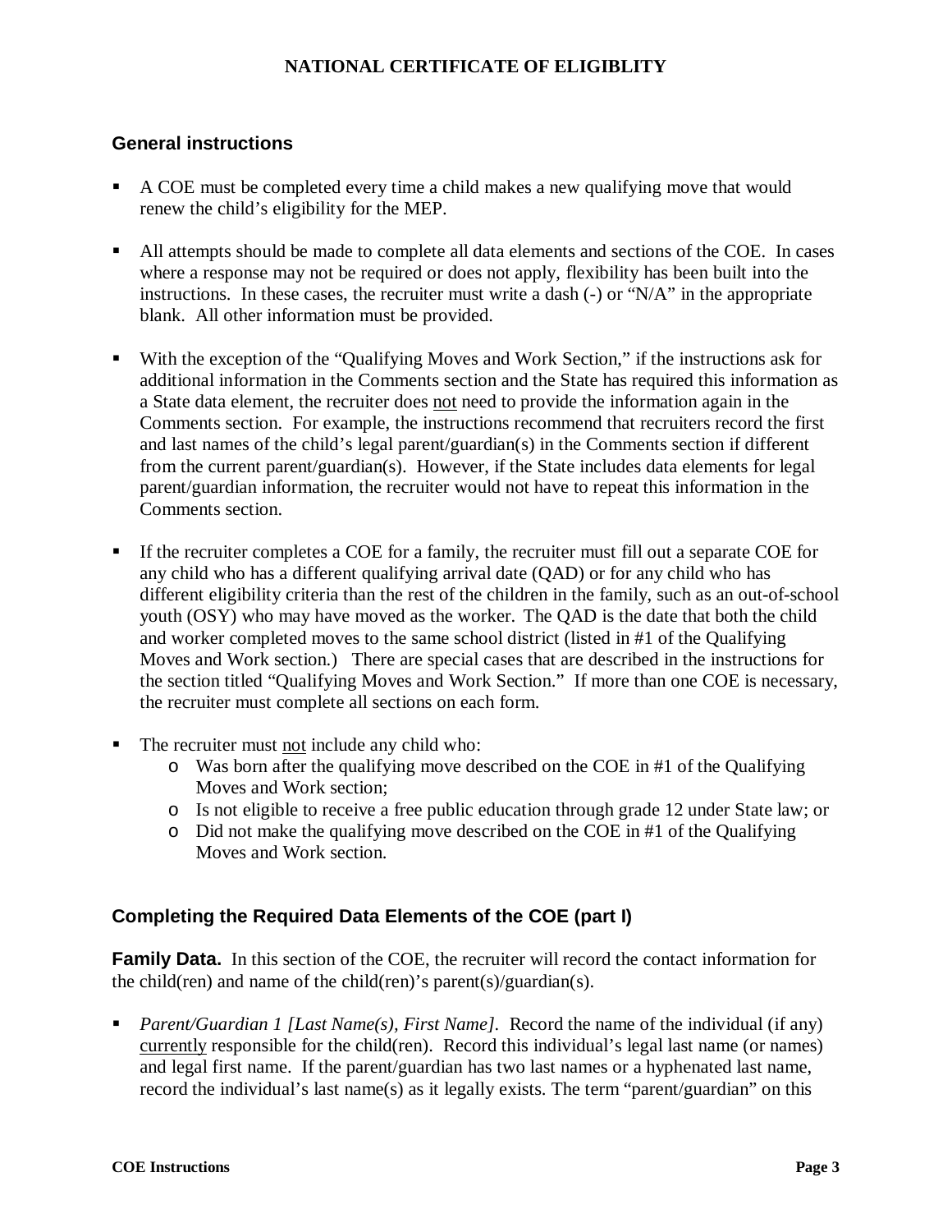**NATIONAL CERTIFICATE OF ELIGIBLITY**

## General instructions

- A COE must be completed every time a child makes a new qualifying move that would renew the child's eligibility for the MEP.
- All attempts should be made to complete all data elements and sections of the COE. In cases where a response may not be required or does not apply, flexibility has been built into the instructions. In these cases, the recruiter must write a dash (-) or "N/A" in the appropriate blank. All other information must be provided.
- With the exception of the "Qualifying Moves and Work Section," if the instructions ask for additional information in the Comments section and the State has required this information as a State data element, the recruiter does <u>not</u> need to provide the information again in the Comments section. For example, the instructions recommend that recruiters record the first and last names of the child's legal parent/guardian(s) in the Comments section if different from the current parent/guardian(s). However, if the State includes data elements for legal parent/guardian information, the recruiter would not have to repeat this information in the Comments section.
- If the recruiter completes a COE for a family, the recruiter must fill out a separate COE for any child who has a different qualifying arrival date (QAD) or for any child who has different eligibility criteria than the rest of the children in the family, such as an out-of-school youth (OSY) who may have moved as the worker. The QAD is the date that both the child and worker completed moves to the same school district (listed in #1 of the Qualifying Moves and Work section.) There are special cases that are described in the instructions for the section titled "Qualifying Moves and Work Section." If more than one COE is necessary, the recruiter must complete all sections on each form.
- The recruiter must <u>not</u> include any child who:
  - Was born after the qualifying move described on the COE in #1 of the Qualifying Moves and Work section;
  - Is not eligible to receive a free public education through grade 12 under State law; or
  - Did not make the qualifying move described on the COE in #1 of the Qualifying Moves and Work section.

## Completing the Required Data Elements of the COE (part I)

**Family Data.** In this section of the COE, the recruiter will record the contact information for the child(ren) and name of the child(ren)'s parent(s)/guardian(s).

- *Parent/Guardian 1 [Last Name(s), First Name].* Record the name of the individual (if any) <u>currently</u> responsible for the child(ren). Record this individual's legal last name (or names) and legal first name. If the parent/guardian has two last names or a hyphenated last name, record the individual's last name(s) as it legally exists. The term "parent/guardian" on this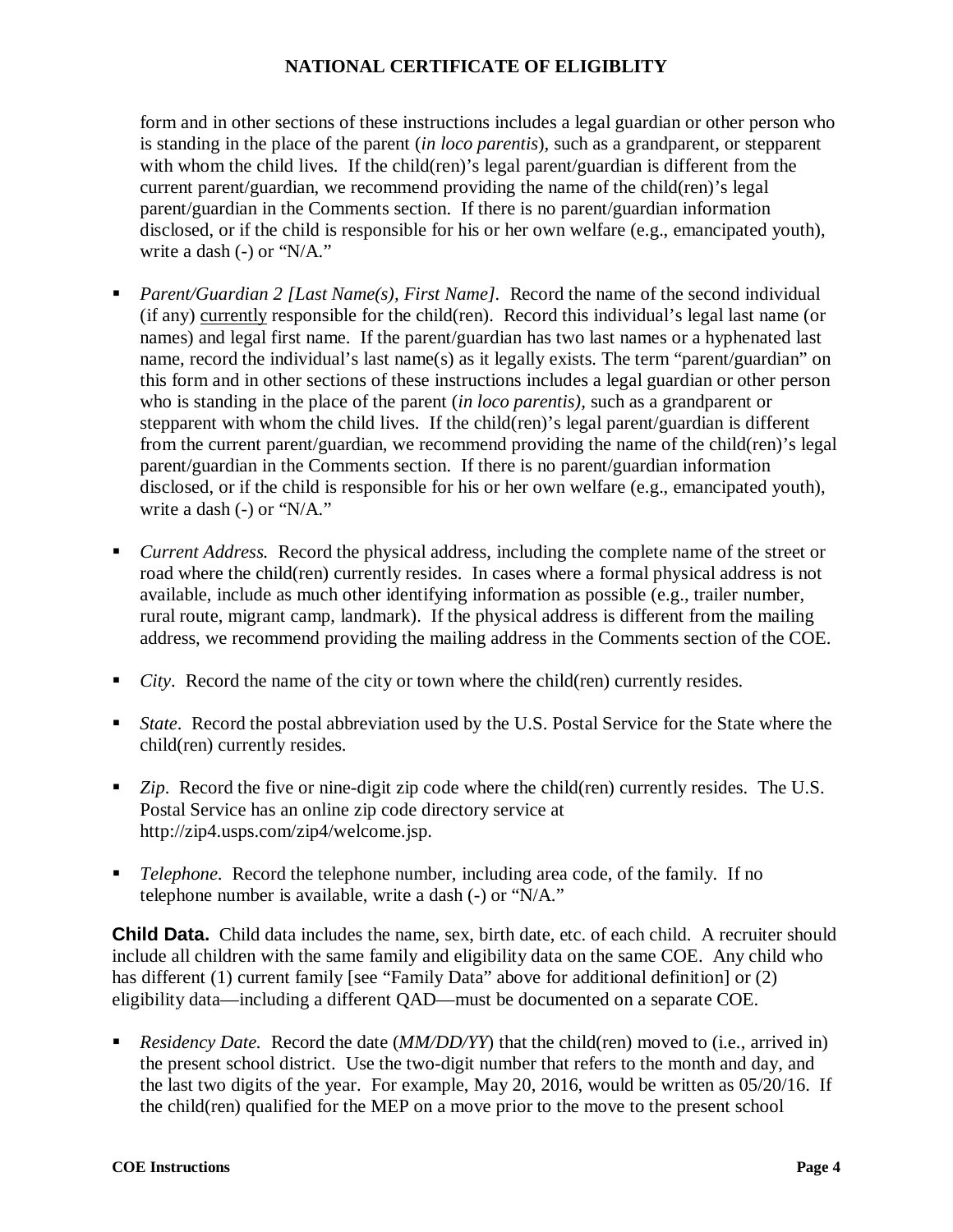form and in other sections of these instructions includes a legal guardian or other person who is standing in the place of the parent (*in loco parentis*), such as a grandparent, or stepparent with whom the child lives. If the child(ren)'s legal parent/guardian is different from the current parent/guardian, we recommend providing the name of the child(ren)'s legal parent/guardian in the Comments section. If there is no parent/guardian information disclosed, or if the child is responsible for his or her own welfare (e.g., emancipated youth), write a dash (-) or "N/A."

- *Parent/Guardian 2 [Last Name(s), First Name].* Record the name of the second individual (if any) <u>currently</u> responsible for the child(ren). Record this individual's legal last name (or names) and legal first name. If the parent/guardian has two last names or a hyphenated last name, record the individual's last name(s) as it legally exists. The term "parent/guardian" on this form and in other sections of these instructions includes a legal guardian or other person who is standing in the place of the parent (*in loco parentis),* such as a grandparent or stepparent with whom the child lives. If the child(ren)'s legal parent/guardian is different from the current parent/guardian, we recommend providing the name of the child(ren)'s legal parent/guardian in the Comments section. If there is no parent/guardian information disclosed, or if the child is responsible for his or her own welfare (e.g., emancipated youth), write a dash (-) or "N/A."
- *Current Address.* Record the physical address, including the complete name of the street or road where the child(ren) currently resides. In cases where a formal physical address is not available, include as much other identifying information as possible (e.g., trailer number, rural route, migrant camp, landmark). If the physical address is different from the mailing address, we recommend providing the mailing address in the Comments section of the COE.
- *City*. Record the name of the city or town where the child(ren) currently resides.
- *State*. Record the postal abbreviation used by the U.S. Postal Service for the State where the child(ren) currently resides.
- *Zip*. Record the five or nine-digit zip code where the child(ren) currently resides. The U.S. Postal Service has an online zip code directory service at http://zip4.usps.com/zip4/welcome.jsp.
- *Telephone*. Record the telephone number, including area code, of the family. If no telephone number is available, write a dash (-) or "N/A."

**Child Data.** Child data includes the name, sex, birth date, etc. of each child. A recruiter should include all children with the same family and eligibility data on the same COE. Any child who has different (1) current family [see "Family Data" above for additional definition] or (2) eligibility data—including a different QAD—must be documented on a separate COE.

- *Residency Date.* Record the date (*MM/DD/YY*) that the child(ren) moved to (i.e., arrived in) the present school district. Use the two-digit number that refers to the month and day, and the last two digits of the year. For example, May 20, 2016, would be written as 05/20/16. If the child(ren) qualified for the MEP on a move prior to the move to the present school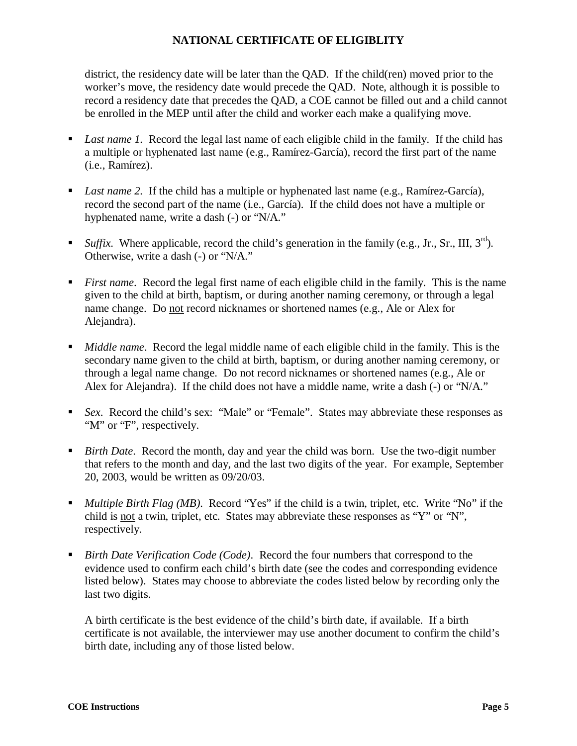district, the residency date will be later than the QAD. If the child(ren) moved prior to the worker's move, the residency date would precede the QAD. Note, although it is possible to record a residency date that precedes the QAD, a COE cannot be filled out and a child cannot be enrolled in the MEP until after the child and worker each make a qualifying move.

- *Last name 1.* Record the legal last name of each eligible child in the family. If the child has a multiple or hyphenated last name (e.g., Ramírez-García), record the first part of the name (i.e., Ramírez).

- *Last name 2.* If the child has a multiple or hyphenated last name (e.g., Ramírez-García), record the second part of the name (i.e., García). If the child does not have a multiple or hyphenated name, write a dash (-) or "N/A."

- *Suffix.* Where applicable, record the child's generation in the family (e.g., Jr., Sr., III, 3rd). Otherwise, write a dash (-) or "N/A."

- *First name*. Record the legal first name of each eligible child in the family. This is the name given to the child at birth, baptism, or during another naming ceremony, or through a legal name change. Do not record nicknames or shortened names (e.g., Ale or Alex for Alejandra).

- *Middle name*. Record the legal middle name of each eligible child in the family. This is the secondary name given to the child at birth, baptism, or during another naming ceremony, or through a legal name change. Do not record nicknames or shortened names (e.g., Ale or Alex for Alejandra). If the child does not have a middle name, write a dash (-) or "N/A."

- *Sex.* Record the child's sex: "Male" or "Female". States may abbreviate these responses as "M" or "F", respectively.

- *Birth Date*. Record the month, day and year the child was born. Use the two-digit number that refers to the month and day, and the last two digits of the year. For example, September 20, 2003, would be written as 09/20/03.

- *Multiple Birth Flag (MB)*. Record "Yes" if the child is a twin, triplet, etc. Write "No" if the child is not a twin, triplet, etc. States may abbreviate these responses as "Y" or "N", respectively.

- *Birth Date Verification Code (Code)*. Record the four numbers that correspond to the evidence used to confirm each child's birth date (see the codes and corresponding evidence listed below). States may choose to abbreviate the codes listed below by recording only the last two digits.

  A birth certificate is the best evidence of the child's birth date, if available. If a birth certificate is not available, the interviewer may use another document to confirm the child's birth date, including any of those listed below.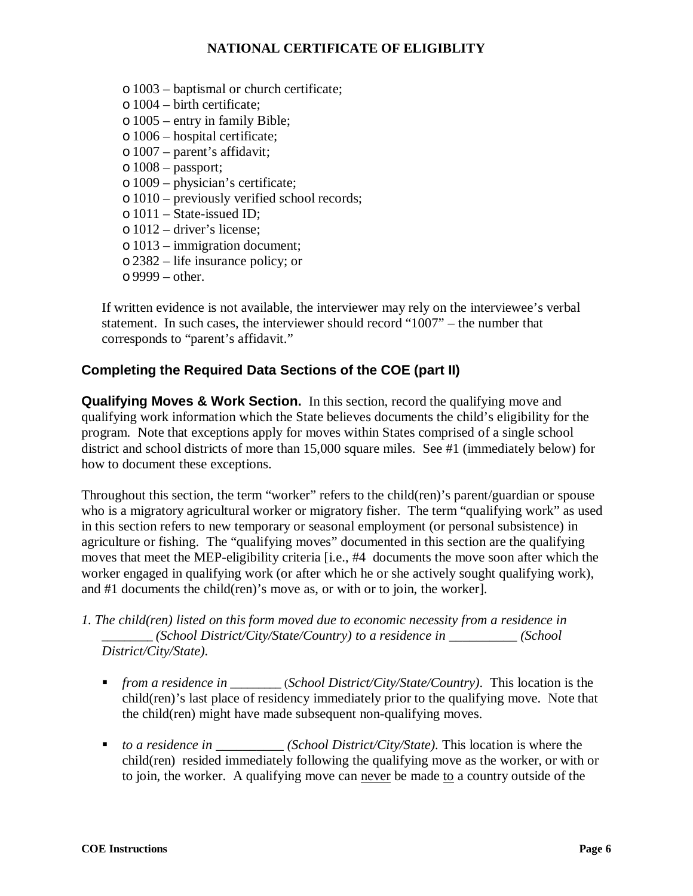- o 1003 – baptismal or church certificate;
- o 1004 – birth certificate;
- o 1005 – entry in family Bible;
- o 1006 – hospital certificate;
- o 1007 – parent's affidavit;
- o 1008 – passport;
- o 1009 – physician's certificate;
- o 1010 – previously verified school records;
- o 1011 – State-issued ID;
- o 1012 – driver's license;
- o 1013 – immigration document;
- o 2382 – life insurance policy; or
- o 9999 – other.

If written evidence is not available, the interviewer may rely on the interviewee's verbal statement. In such cases, the interviewer should record "1007" – the number that corresponds to "parent's affidavit."

## Completing the Required Data Sections of the COE (part II)

**Qualifying Moves & Work Section.** In this section, record the qualifying move and qualifying work information which the State believes documents the child's eligibility for the program. Note that exceptions apply for moves within States comprised of a single school district and school districts of more than 15,000 square miles. See #1 (immediately below) for how to document these exceptions.

Throughout this section, the term "worker" refers to the child(ren)'s parent/guardian or spouse who is a migratory agricultural worker or migratory fisher. The term "qualifying work" as used in this section refers to new temporary or seasonal employment (or personal subsistence) in agriculture or fishing. The "qualifying moves" documented in this section are the qualifying moves that meet the MEP-eligibility criteria [i.e., #4 documents the move soon after which the worker engaged in qualifying work (or after which he or she actively sought qualifying work), and #1 documents the child(ren)'s move as, or with or to join, the worker].

*1. The child(ren) listed on this form moved due to economic necessity from a residence in \_\_\_\_\_\_\_\_ (School District/City/State/Country) to a residence in \_\_\_\_\_\_\_\_\_\_ (School District/City/State).*

- *from a residence in \_\_\_\_\_\_\_\_ (School District/City/State/Country).* This location is the child(ren)'s last place of residency immediately prior to the qualifying move. Note that the child(ren) might have made subsequent non-qualifying moves.

- *to a residence in \_\_\_\_\_\_\_\_\_\_ (School District/City/State).* This location is where the child(ren) resided immediately following the qualifying move as the worker, or with or to join, the worker. A qualifying move can <u>never</u> be made <u>to</u> a country outside of the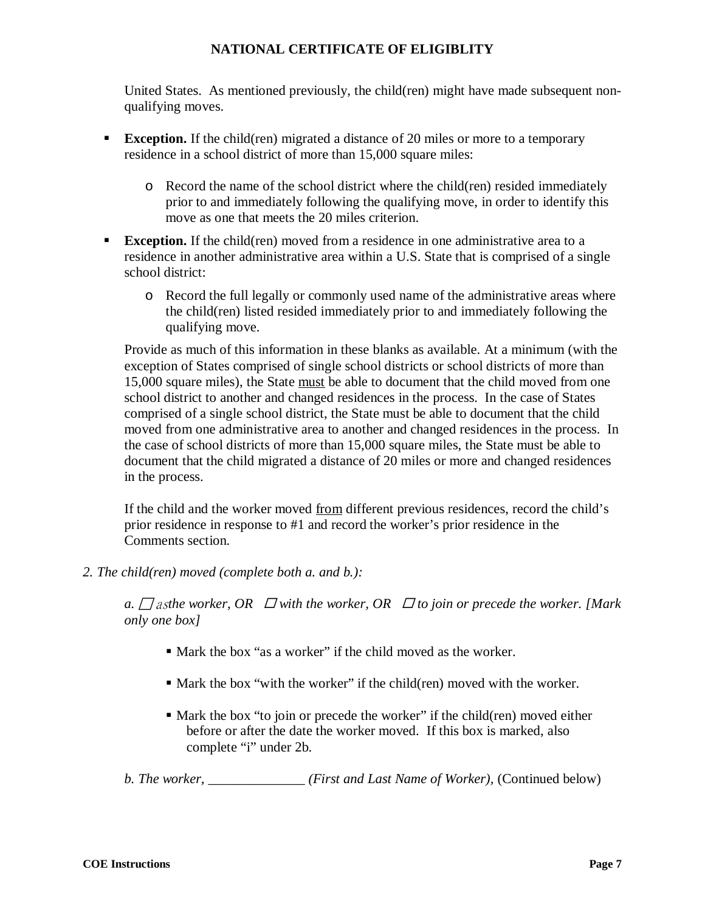United States. As mentioned previously, the child(ren) might have made subsequent non-qualifying moves.

- **Exception.** If the child(ren) migrated a distance of 20 miles or more to a temporary residence in a school district of more than 15,000 square miles:
  - Record the name of the school district where the child(ren) resided immediately prior to and immediately following the qualifying move, in order to identify this move as one that meets the 20 miles criterion.
- **Exception.** If the child(ren) moved from a residence in one administrative area to a residence in another administrative area within a U.S. State that is comprised of a single school district:
  - Record the full legally or commonly used name of the administrative areas where the child(ren) listed resided immediately prior to and immediately following the qualifying move.

Provide as much of this information in these blanks as available. At a minimum (with the exception of States comprised of single school districts or school districts of more than 15,000 square miles), the State must be able to document that the child moved from one school district to another and changed residences in the process. In the case of States comprised of a single school district, the State must be able to document that the child moved from one administrative area to another and changed residences in the process. In the case of school districts of more than 15,000 square miles, the State must be able to document that the child migrated a distance of 20 miles or more and changed residences in the process.

If the child and the worker moved from different previous residences, record the child's prior residence in response to #1 and record the worker's prior residence in the Comments section.

*2. The child(ren) moved (complete both a. and b.):*

*a. ☐ as the worker, OR ☐ with the worker, OR ☐ to join or precede the worker. [Mark only one box]*

- Mark the box "as a worker" if the child moved as the worker.
- Mark the box "with the worker" if the child(ren) moved with the worker.
- Mark the box "to join or precede the worker" if the child(ren) moved either before or after the date the worker moved. If this box is marked, also complete "i" under 2b.

*b. The worker, ______________ (First and Last Name of Worker),* (Continued below)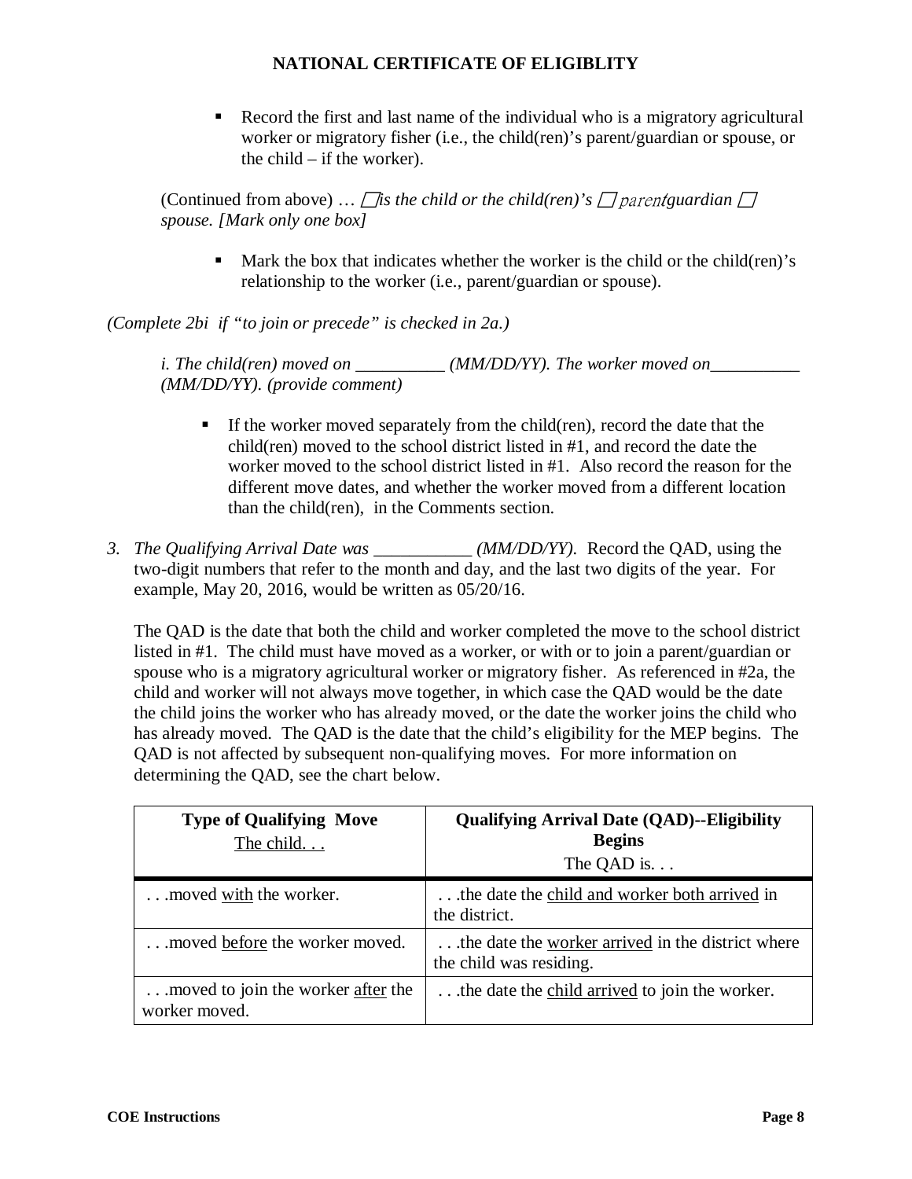## NATIONAL CERTIFICATE OF ELIGIBLITY

- Record the first and last name of the individual who is a migratory agricultural worker or migratory fisher (i.e., the child(ren)'s parent/guardian or spouse, or the child – if the worker).

(Continued from above) … ☐ *is the child or the child(ren)'s* ☐ *parent/guardian* ☐ *spouse. [Mark only one box]*

- Mark the box that indicates whether the worker is the child or the child(ren)'s relationship to the worker (i.e., parent/guardian or spouse).

*(Complete 2bi if "to join or precede" is checked in 2a.)*

*i. The child(ren) moved on __________ (MM/DD/YY). The worker moved on__________ (MM/DD/YY). (provide comment)*

- If the worker moved separately from the child(ren), record the date that the child(ren) moved to the school district listed in #1, and record the date the worker moved to the school district listed in #1. Also record the reason for the different move dates, and whether the worker moved from a different location than the child(ren), in the Comments section.

3. *The Qualifying Arrival Date was ___________ (MM/DD/YY).* Record the QAD, using the two-digit numbers that refer to the month and day, and the last two digits of the year. For example, May 20, 2016, would be written as 05/20/16.

   The QAD is the date that both the child and worker completed the move to the school district listed in #1. The child must have moved as a worker, or with or to join a parent/guardian or spouse who is a migratory agricultural worker or migratory fisher. As referenced in #2a, the child and worker will not always move together, in which case the QAD would be the date the child joins the worker who has already moved, or the date the worker joins the child who has already moved. The QAD is the date that the child's eligibility for the MEP begins. The QAD is not affected by subsequent non-qualifying moves. For more information on determining the QAD, see the chart below.

| **Type of Qualifying Move**<br>The child. . . | **Qualifying Arrival Date (QAD)--Eligibility Begins**<br>The QAD is. . . |
|---|---|
| . . .moved with the worker. | . . .the date the child and worker both arrived in the district. |
| . . .moved before the worker moved. | . . .the date the worker arrived in the district where the child was residing. |
| . . .moved to join the worker after the worker moved. | . . .the date the child arrived to join the worker. |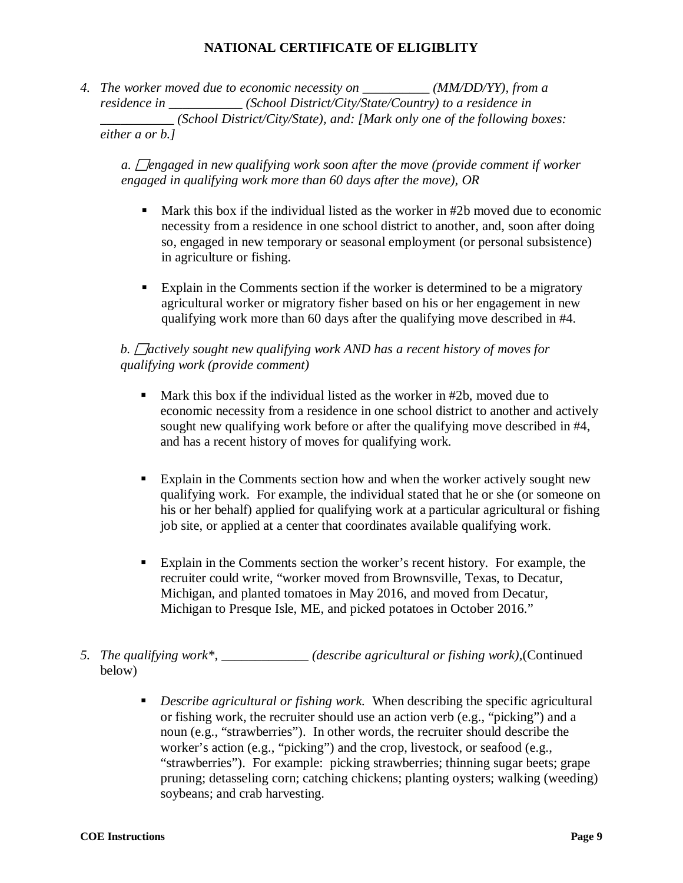**NATIONAL CERTIFICATE OF ELIGIBLITY**

4. *The worker moved due to economic necessity on __________ (MM/DD/YY), from a residence in ___________ (School District/City/State/Country) to a residence in ___________ (School District/City/State), and: [Mark only one of the following boxes: either a or b.]*

   *a. ☐ engaged in new qualifying work soon after the move (provide comment if worker engaged in qualifying work more than 60 days after the move), OR*

   - Mark this box if the individual listed as the worker in #2b moved due to economic necessity from a residence in one school district to another, and, soon after doing so, engaged in new temporary or seasonal employment (or personal subsistence) in agriculture or fishing.
   - Explain in the Comments section if the worker is determined to be a migratory agricultural worker or migratory fisher based on his or her engagement in new qualifying work more than 60 days after the qualifying move described in #4.

   *b. ☐ actively sought new qualifying work AND has a recent history of moves for qualifying work (provide comment)*

   - Mark this box if the individual listed as the worker in #2b, moved due to economic necessity from a residence in one school district to another and actively sought new qualifying work before or after the qualifying move described in #4, and has a recent history of moves for qualifying work.
   - Explain in the Comments section how and when the worker actively sought new qualifying work. For example, the individual stated that he or she (or someone on his or her behalf) applied for qualifying work at a particular agricultural or fishing job site, or applied at a center that coordinates available qualifying work.
   - Explain in the Comments section the worker's recent history. For example, the recruiter could write, "worker moved from Brownsville, Texas, to Decatur, Michigan, and planted tomatoes in May 2016, and moved from Decatur, Michigan to Presque Isle, ME, and picked potatoes in October 2016."

5. *The qualifying work*, _____________ (describe agricultural or fishing work),*(Continued below)

   - *Describe agricultural or fishing work.* When describing the specific agricultural or fishing work, the recruiter should use an action verb (e.g., "picking") and a noun (e.g., "strawberries"). In other words, the recruiter should describe the worker's action (e.g., "picking") and the crop, livestock, or seafood (e.g., "strawberries"). For example: picking strawberries; thinning sugar beets; grape pruning; detasseling corn; catching chickens; planting oysters; walking (weeding) soybeans; and crab harvesting.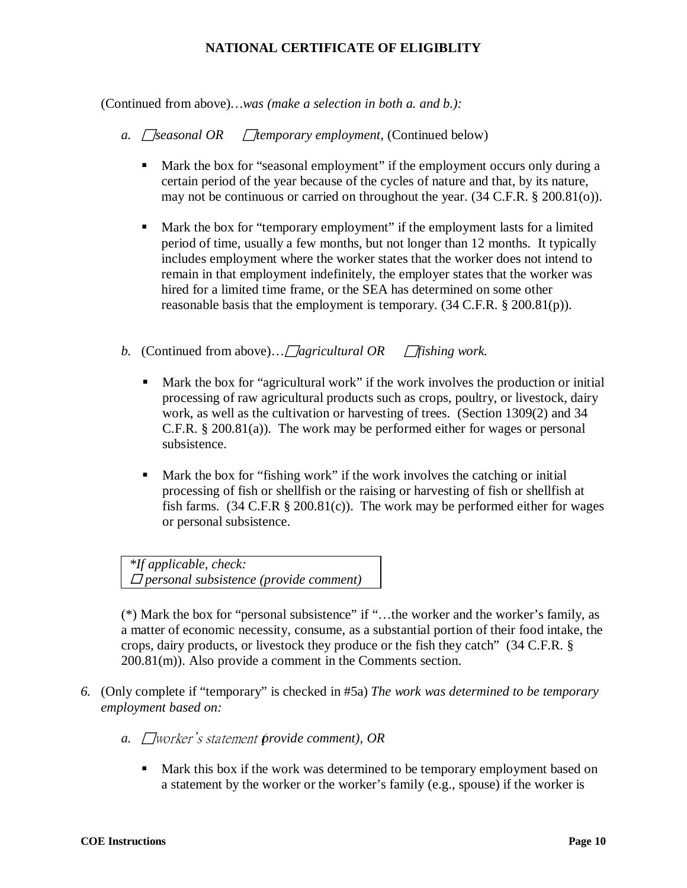**NATIONAL CERTIFICATE OF ELIGIBLITY**

(Continued from above)…*was (make a selection in both a. and b.):*

*a.* ☐ *seasonal OR* ☐ *temporary employment,* (Continued below)

- Mark the box for "seasonal employment" if the employment occurs only during a certain period of the year because of the cycles of nature and that, by its nature, may not be continuous or carried on throughout the year. (34 C.F.R. § 200.81(o)).

- Mark the box for "temporary employment" if the employment lasts for a limited period of time, usually a few months, but not longer than 12 months. It typically includes employment where the worker states that the worker does not intend to remain in that employment indefinitely, the employer states that the worker was hired for a limited time frame, or the SEA has determined on some other reasonable basis that the employment is temporary. (34 C.F.R. § 200.81(p)).

*b.* (Continued from above)…☐ *agricultural OR* ☐ *fishing work.*

- Mark the box for "agricultural work" if the work involves the production or initial processing of raw agricultural products such as crops, poultry, or livestock, dairy work, as well as the cultivation or harvesting of trees. (Section 1309(2) and 34 C.F.R. § 200.81(a)). The work may be performed either for wages or personal subsistence.

- Mark the box for "fishing work" if the work involves the catching or initial processing of fish or shellfish or the raising or harvesting of fish or shellfish at fish farms. (34 C.F.R § 200.81(c)). The work may be performed either for wages or personal subsistence.

| *\*If applicable, check:*<br>☐ *personal subsistence (provide comment)* |
|---|

(*) Mark the box for "personal subsistence" if "…the worker and the worker's family, as a matter of economic necessity, consume, as a substantial portion of their food intake, the crops, dairy products, or livestock they produce or the fish they catch" (34 C.F.R. § 200.81(m)). Also provide a comment in the Comments section.

6. (Only complete if "temporary" is checked in #5a) *The work was determined to be temporary employment based on:*

   *a.* ☐ *worker's statement (provide comment), OR*

   - Mark this box if the work was determined to be temporary employment based on a statement by the worker or the worker's family (e.g., spouse) if the worker is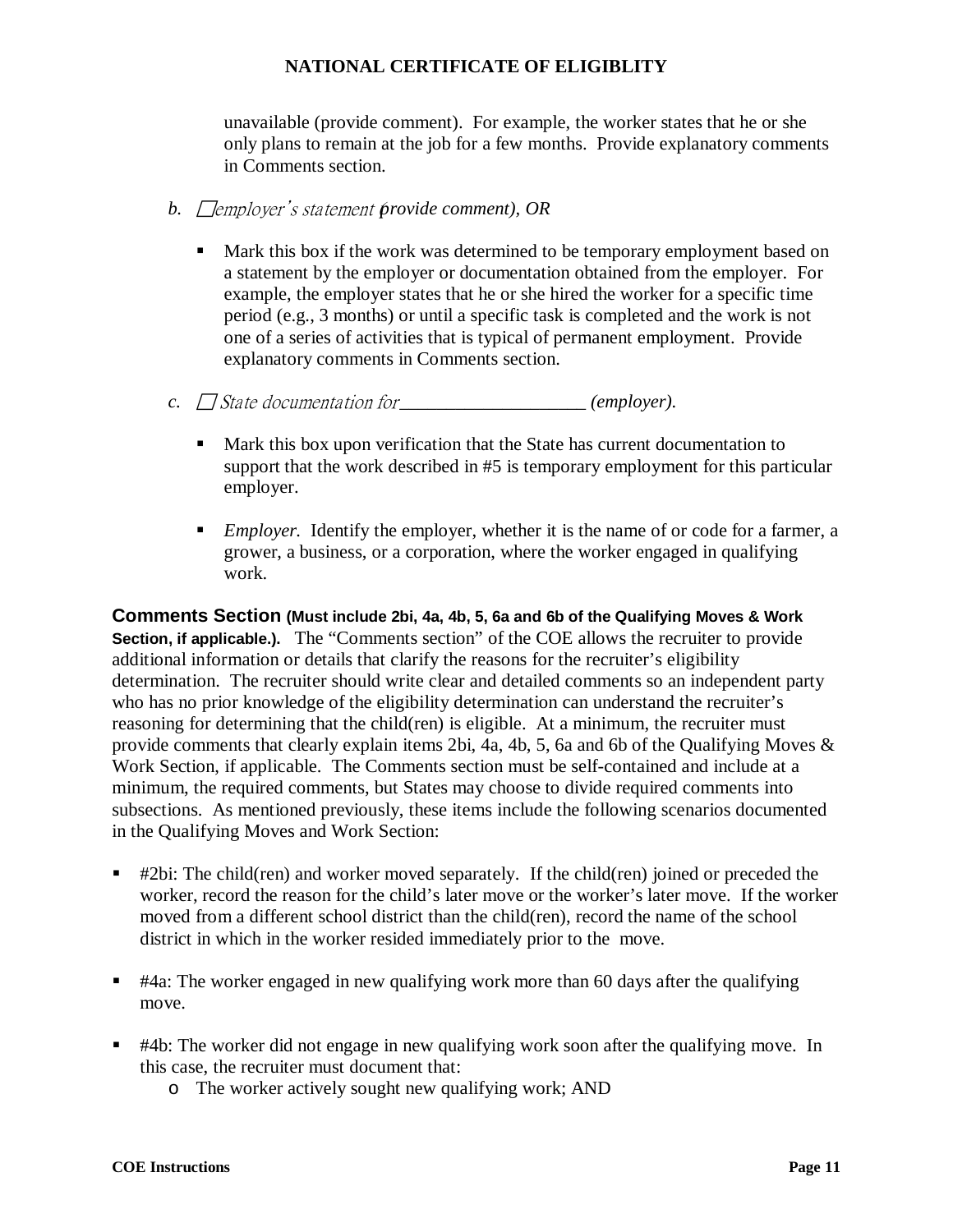unavailable (provide comment). For example, the worker states that he or she only plans to remain at the job for a few months. Provide explanatory comments in Comments section.

b. ☐ *employer's statement (provide comment), OR*

- Mark this box if the work was determined to be temporary employment based on a statement by the employer or documentation obtained from the employer. For example, the employer states that he or she hired the worker for a specific time period (e.g., 3 months) or until a specific task is completed and the work is not one of a series of activities that is typical of permanent employment. Provide explanatory comments in Comments section.

c. ☐ *State documentation for___________________ (employer).*

- Mark this box upon verification that the State has current documentation to support that the work described in #5 is temporary employment for this particular employer.
- *Employer.* Identify the employer, whether it is the name of or code for a farmer, a grower, a business, or a corporation, where the worker engaged in qualifying work.

**Comments Section (Must include 2bi, 4a, 4b, 5, 6a and 6b of the Qualifying Moves & Work Section, if applicable.).** The "Comments section" of the COE allows the recruiter to provide additional information or details that clarify the reasons for the recruiter's eligibility determination. The recruiter should write clear and detailed comments so an independent party who has no prior knowledge of the eligibility determination can understand the recruiter's reasoning for determining that the child(ren) is eligible. At a minimum, the recruiter must provide comments that clearly explain items 2bi, 4a, 4b, 5, 6a and 6b of the Qualifying Moves & Work Section, if applicable. The Comments section must be self-contained and include at a minimum, the required comments, but States may choose to divide required comments into subsections. As mentioned previously, these items include the following scenarios documented in the Qualifying Moves and Work Section:

- #2bi: The child(ren) and worker moved separately. If the child(ren) joined or preceded the worker, record the reason for the child's later move or the worker's later move. If the worker moved from a different school district than the child(ren), record the name of the school district in which in the worker resided immediately prior to the move.
- #4a: The worker engaged in new qualifying work more than 60 days after the qualifying move.
- #4b: The worker did not engage in new qualifying work soon after the qualifying move. In this case, the recruiter must document that:
  - The worker actively sought new qualifying work; AND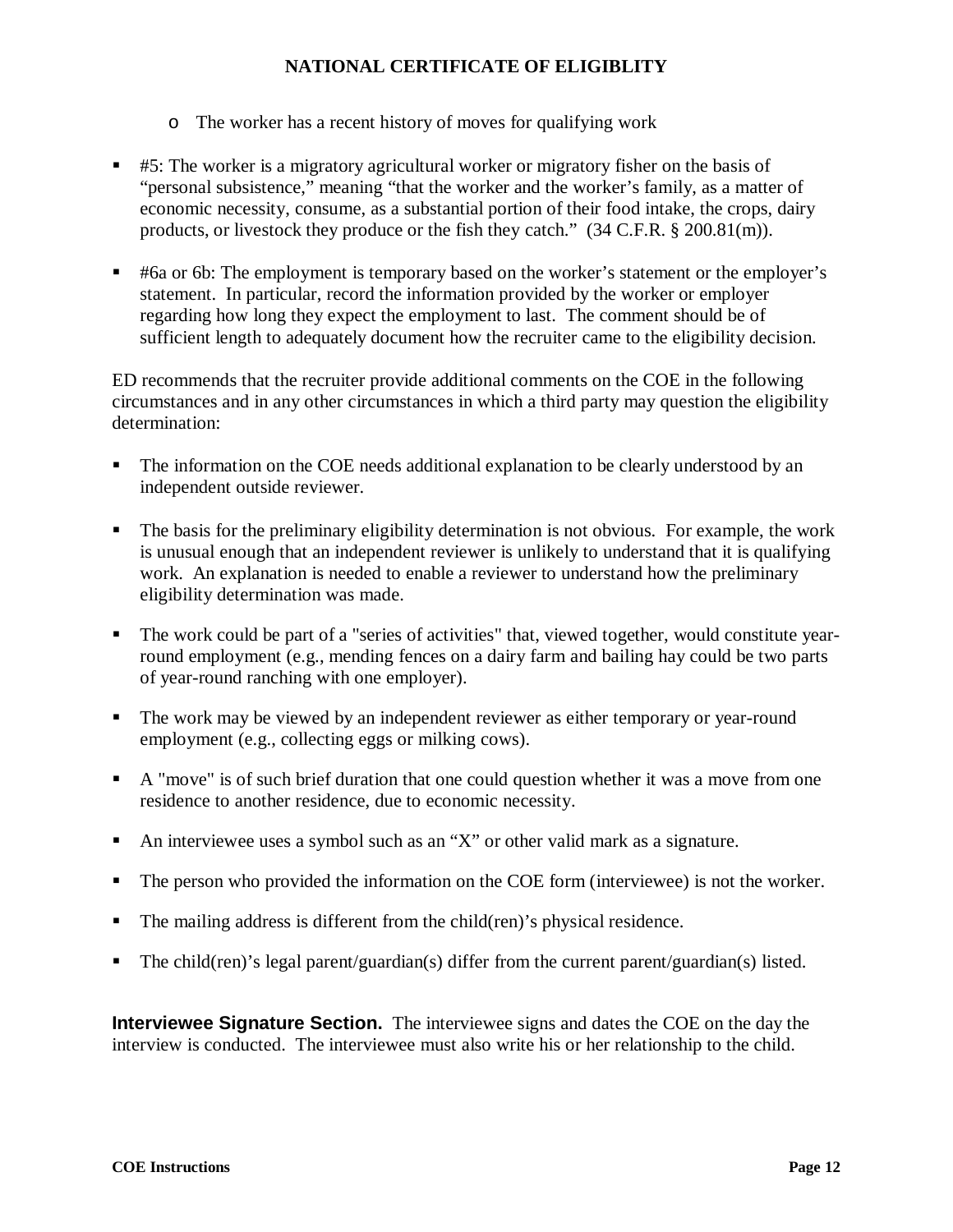- The worker has a recent history of moves for qualifying work

- #5: The worker is a migratory agricultural worker or migratory fisher on the basis of "personal subsistence," meaning "that the worker and the worker's family, as a matter of economic necessity, consume, as a substantial portion of their food intake, the crops, dairy products, or livestock they produce or the fish they catch." (34 C.F.R. § 200.81(m)).

- #6a or 6b: The employment is temporary based on the worker's statement or the employer's statement. In particular, record the information provided by the worker or employer regarding how long they expect the employment to last. The comment should be of sufficient length to adequately document how the recruiter came to the eligibility decision.

ED recommends that the recruiter provide additional comments on the COE in the following circumstances and in any other circumstances in which a third party may question the eligibility determination:

- The information on the COE needs additional explanation to be clearly understood by an independent outside reviewer.

- The basis for the preliminary eligibility determination is not obvious. For example, the work is unusual enough that an independent reviewer is unlikely to understand that it is qualifying work. An explanation is needed to enable a reviewer to understand how the preliminary eligibility determination was made.

- The work could be part of a "series of activities" that, viewed together, would constitute year-round employment (e.g., mending fences on a dairy farm and bailing hay could be two parts of year-round ranching with one employer).

- The work may be viewed by an independent reviewer as either temporary or year-round employment (e.g., collecting eggs or milking cows).

- A "move" is of such brief duration that one could question whether it was a move from one residence to another residence, due to economic necessity.

- An interviewee uses a symbol such as an "X" or other valid mark as a signature.

- The person who provided the information on the COE form (interviewee) is not the worker.

- The mailing address is different from the child(ren)'s physical residence.

- The child(ren)'s legal parent/guardian(s) differ from the current parent/guardian(s) listed.

**Interviewee Signature Section.** The interviewee signs and dates the COE on the day the interview is conducted. The interviewee must also write his or her relationship to the child.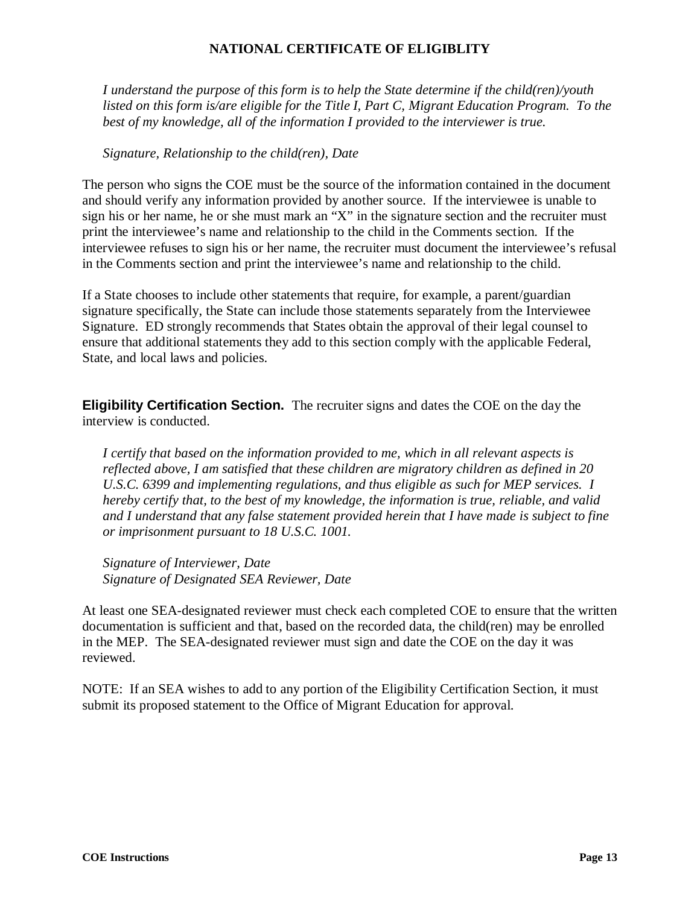**NATIONAL CERTIFICATE OF ELIGIBLITY**

*I understand the purpose of this form is to help the State determine if the child(ren)/youth listed on this form is/are eligible for the Title I, Part C, Migrant Education Program. To the best of my knowledge, all of the information I provided to the interviewer is true.*

*Signature, Relationship to the child(ren), Date*

The person who signs the COE must be the source of the information contained in the document and should verify any information provided by another source. If the interviewee is unable to sign his or her name, he or she must mark an "X" in the signature section and the recruiter must print the interviewee's name and relationship to the child in the Comments section. If the interviewee refuses to sign his or her name, the recruiter must document the interviewee's refusal in the Comments section and print the interviewee's name and relationship to the child.

If a State chooses to include other statements that require, for example, a parent/guardian signature specifically, the State can include those statements separately from the Interviewee Signature. ED strongly recommends that States obtain the approval of their legal counsel to ensure that additional statements they add to this section comply with the applicable Federal, State, and local laws and policies.

**Eligibility Certification Section.** The recruiter signs and dates the COE on the day the interview is conducted.

*I certify that based on the information provided to me, which in all relevant aspects is reflected above, I am satisfied that these children are migratory children as defined in 20 U.S.C. 6399 and implementing regulations, and thus eligible as such for MEP services. I hereby certify that, to the best of my knowledge, the information is true, reliable, and valid and I understand that any false statement provided herein that I have made is subject to fine or imprisonment pursuant to 18 U.S.C. 1001.*

*Signature of Interviewer, Date*
*Signature of Designated SEA Reviewer, Date*

At least one SEA-designated reviewer must check each completed COE to ensure that the written documentation is sufficient and that, based on the recorded data, the child(ren) may be enrolled in the MEP. The SEA-designated reviewer must sign and date the COE on the day it was reviewed.

NOTE: If an SEA wishes to add to any portion of the Eligibility Certification Section, it must submit its proposed statement to the Office of Migrant Education for approval.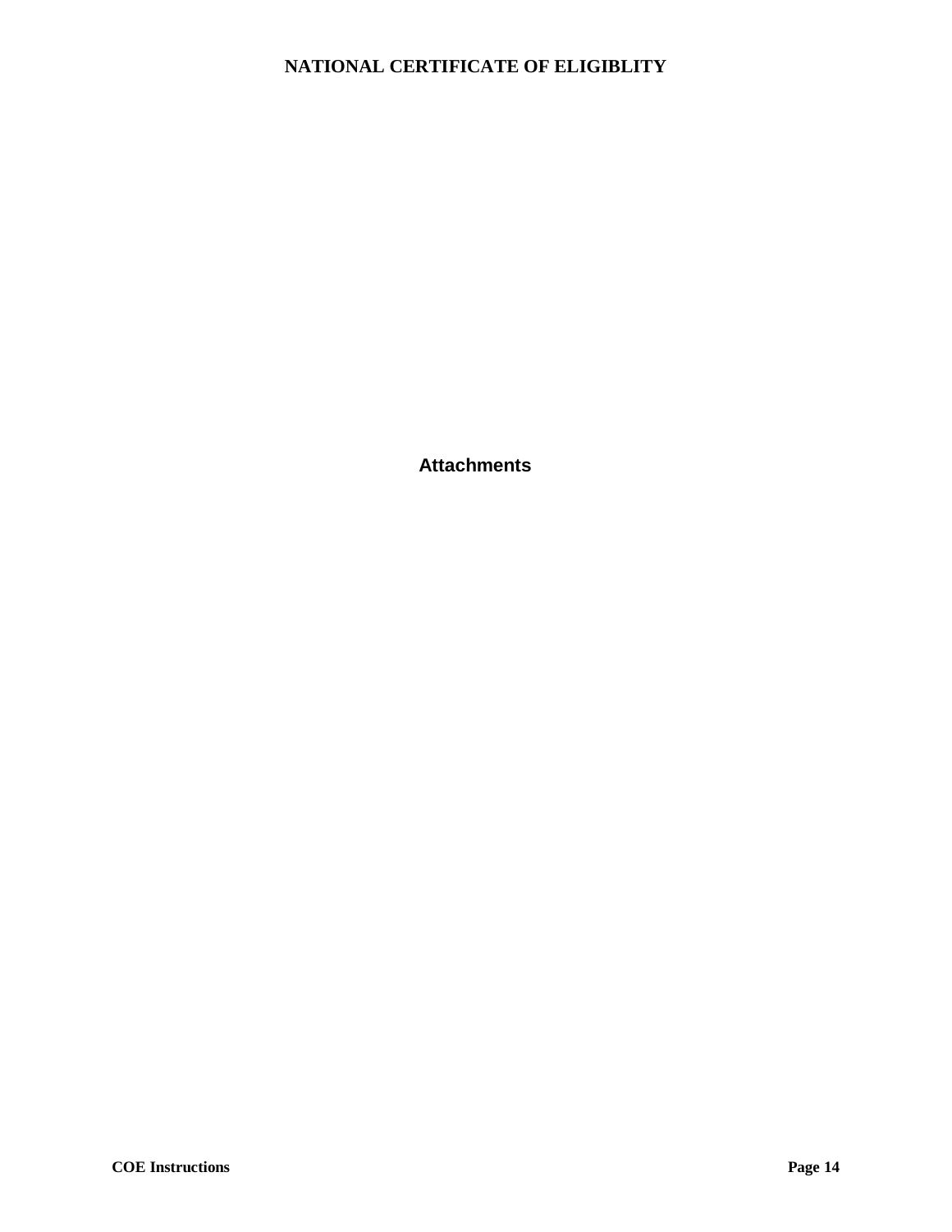# Attachments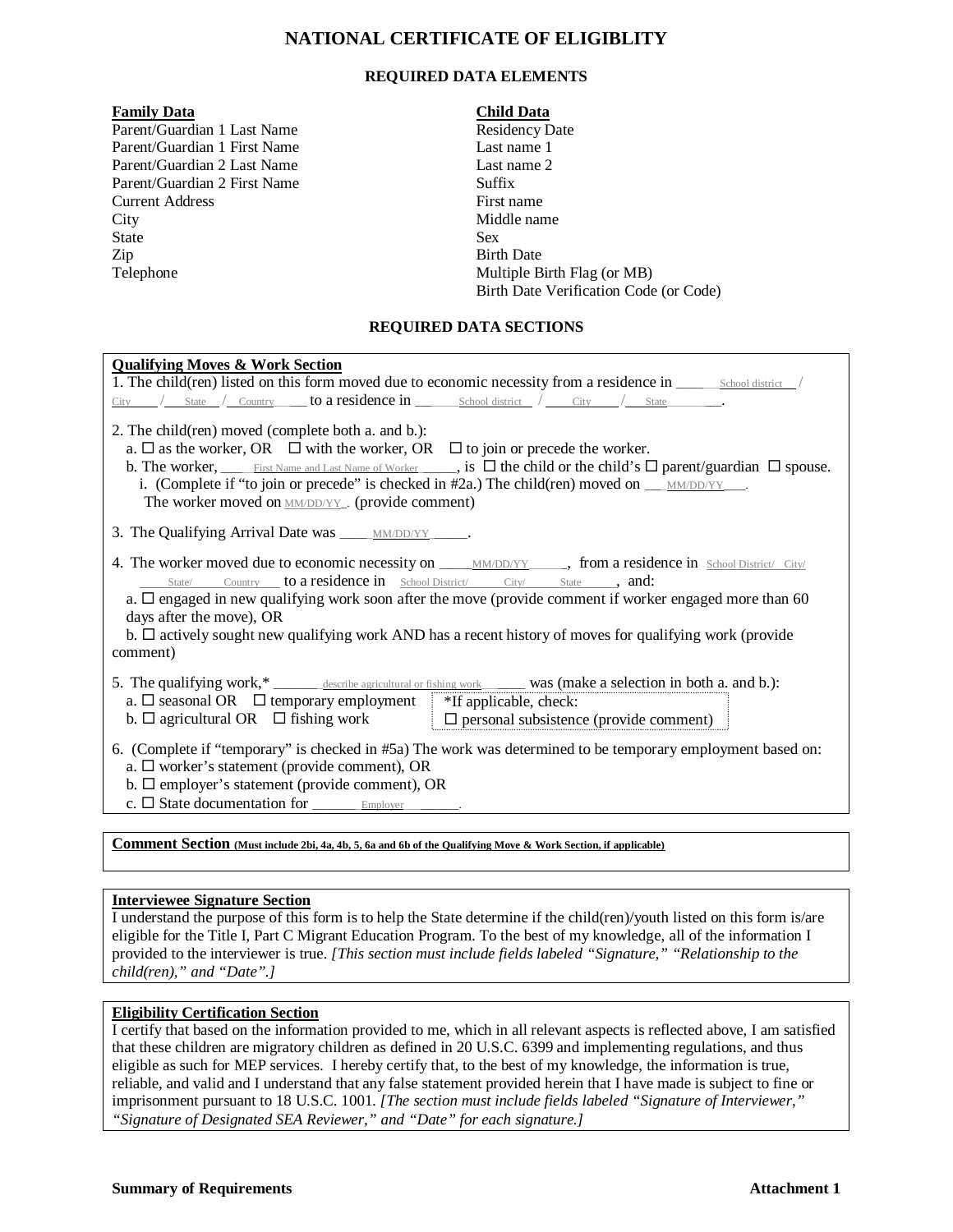# NATIONAL CERTIFICATE OF ELIGIBLITY

## REQUIRED DATA ELEMENTS

**Family Data**
Parent/Guardian 1 Last Name
Parent/Guardian 1 First Name
Parent/Guardian 2 Last Name
Parent/Guardian 2 First Name
Current Address
City
State
Zip
Telephone

**Child Data**
Residency Date
Last name 1
Last name 2
Suffix
First name
Middle name
Sex
Birth Date
Multiple Birth Flag (or MB)
Birth Date Verification Code (or Code)

## REQUIRED DATA SECTIONS

**Qualifying Moves & Work Section**

1. The child(ren) listed on this form moved due to economic necessity from a residence in ____School district__ / City____ /___State__ /__Country____ to a residence in ______School district__ / ____City____ /___State______.

2. The child(ren) moved (complete both a. and b.):
   a. ☐ as the worker, OR ☐ with the worker, OR ☐ to join or precede the worker.
   b. The worker, ____First Name and Last Name of Worker_____, is ☐ the child or the child's ☐ parent/guardian ☐ spouse.
      i. (Complete if "to join or precede" is checked in #2a.) The child(ren) moved on __MM/DD/YY___.
      The worker moved on MM/DD/YY_. (provide comment)

3. The Qualifying Arrival Date was ____MM/DD/YY_____.

4. The worker moved due to economic necessity on _____MM/DD/YY_____, from a residence in School District/ City/ ____State/____Country___ to a residence in School District/_____City/_____State_____, and:
   a. ☐ engaged in new qualifying work soon after the move (provide comment if worker engaged more than 60 days after the move), OR
   b. ☐ actively sought new qualifying work AND has a recent history of moves for qualifying work (provide comment)

5. The qualifying work,* ______describe agricultural or fishing work____ was (make a selection in both a. and b.):
   a. ☐ seasonal OR ☐ temporary employment
   b. ☐ agricultural OR ☐ fishing work

   *If applicable, check:
   ☐ personal subsistence (provide comment)

6. (Complete if "temporary" is checked in #5a) The work was determined to be temporary employment based on:
   a. ☐ worker's statement (provide comment), OR
   b. ☐ employer's statement (provide comment), OR
   c. ☐ State documentation for ______Employer______.

**Comment Section** **(Must include 2bi, 4a, 4b, 5, 6a and 6b of the Qualifying Move & Work Section, if applicable)**

**Interviewee Signature Section**
I understand the purpose of this form is to help the State determine if the child(ren)/youth listed on this form is/are eligible for the Title I, Part C Migrant Education Program. To the best of my knowledge, all of the information I provided to the interviewer is true. *[This section must include fields labeled "Signature," "Relationship to the child(ren)," and "Date".]*

**Eligibility Certification Section**
I certify that based on the information provided to me, which in all relevant aspects is reflected above, I am satisfied that these children are migratory children as defined in 20 U.S.C. 6399 and implementing regulations, and thus eligible as such for MEP services. I hereby certify that, to the best of my knowledge, the information is true, reliable, and valid and I understand that any false statement provided herein that I have made is subject to fine or imprisonment pursuant to 18 U.S.C. 1001. *[The section must include fields labeled "Signature of Interviewer," "Signature of Designated SEA Reviewer," and "Date" for each signature.]*

**Summary of Requirements** **Attachment 1**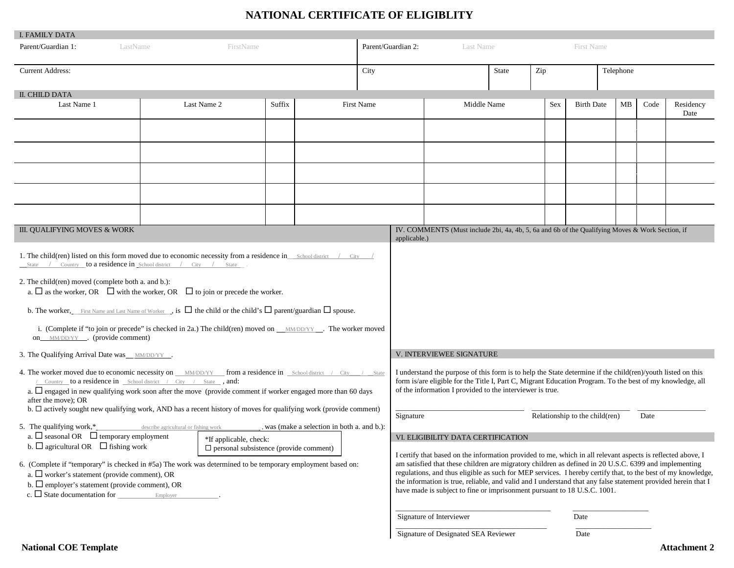# NATIONAL CERTIFICATE OF ELIGIBLITY

## I. FAMILY DATA

| | |
|---|---|
| Parent/Guardian 1: LastName FirstName | Parent/Guardian 2: Last Name First Name |

| Current Address: | City | State | Zip | Telephone |
|---|---|---|---|---|
| | | | | |

## II. CHILD DATA

| Last Name 1 | Last Name 2 | Suffix | First Name | Middle Name | Sex | Birth Date | MB | Code | Residency Date |
|---|---|---|---|---|---|---|---|---|---|
| | | | | | | | | | |
| | | | | | | | | | |
| | | | | | | | | | |
| | | | | | | | | | |
| | | | | | | | | | |

## III. QUALIFYING MOVES & WORK

1. The child(ren) listed on this form moved due to economic necessity from a residence in \_\_School district / City / State / Country\_\_ to a residence in \_School district / City / State\_.

2. The child(ren) moved (complete both a. and b.):
   a. ☐ as the worker, OR ☐ with the worker, OR ☐ to join or precede the worker.

   b. The worker, \_First Name and Last Name of Worker\_, is ☐ the child or the child's ☐ parent/guardian ☐ spouse.

   i. (Complete if "to join or precede" is checked in 2a.) The child(ren) moved on \_MM/DD/YY\_. The worker moved on \_MM/DD/YY\_. (provide comment)

3. The Qualifying Arrival Date was\_ MM/DD/YY \_.

4. The worker moved due to economic necessity on \_MM/DD/YY\_ from a residence in \_School district / City / State / Country\_ to a residence in \_School district / City / State\_, and:
   a. ☐ engaged in new qualifying work soon after the move (provide comment if worker engaged more than 60 days after the move); OR
   b. ☐ actively sought new qualifying work, AND has a recent history of moves for qualifying work (provide comment)

5. The qualifying work,\* \_describe agricultural or fishing work\_, was (make a selection in both a. and b.):
   a. ☐ seasonal OR ☐ temporary employment
   b. ☐ agricultural OR ☐ fishing work

   \*If applicable, check:
   ☐ personal subsistence (provide comment)

6. (Complete if "temporary" is checked in #5a) The work was determined to be temporary employment based on:
   a. ☐ worker's statement (provide comment), OR
   b. ☐ employer's statement (provide comment), OR
   c. ☐ State documentation for \_Employer\_.

## IV. COMMENTS (Must include 2bi, 4a, 4b, 5, 6a and 6b of the Qualifying Moves & Work Section, if applicable.)

## V. INTERVIEWEE SIGNATURE

I understand the purpose of this form is to help the State determine if the child(ren)/youth listed on this form is/are eligible for the Title I, Part C, Migrant Education Program. To the best of my knowledge, all of the information I provided to the interviewer is true.

\_\_\_\_\_\_\_\_\_\_\_\_\_\_\_\_\_\_\_\_ \_\_\_\_\_\_\_\_\_\_\_\_\_\_\_\_\_\_\_\_ \_\_\_\_\_\_\_\_\_\_\_\_
Signature | Relationship to the child(ren) | Date

## VI. ELIGIBILITY DATA CERTIFICATION

I certify that based on the information provided to me, which in all relevant aspects is reflected above, I am satisfied that these children are migratory children as defined in 20 U.S.C. 6399 and implementing regulations, and thus eligible as such for MEP services. I hereby certify that, to the best of my knowledge, the information is true, reliable, and valid and I understand that any false statement provided herein that I have made is subject to fine or imprisonment pursuant to 18 U.S.C. 1001.

\_\_\_\_\_\_\_\_\_\_\_\_\_\_\_\_\_\_\_\_\_\_\_\_ \_\_\_\_\_\_\_\_\_\_\_\_
Signature of Interviewer | Date

\_\_\_\_\_\_\_\_\_\_\_\_\_\_\_\_\_\_\_\_\_\_\_\_ \_\_\_\_\_\_\_\_\_\_\_\_
Signature of Designated SEA Reviewer | Date

**National COE Template** **Attachment 2**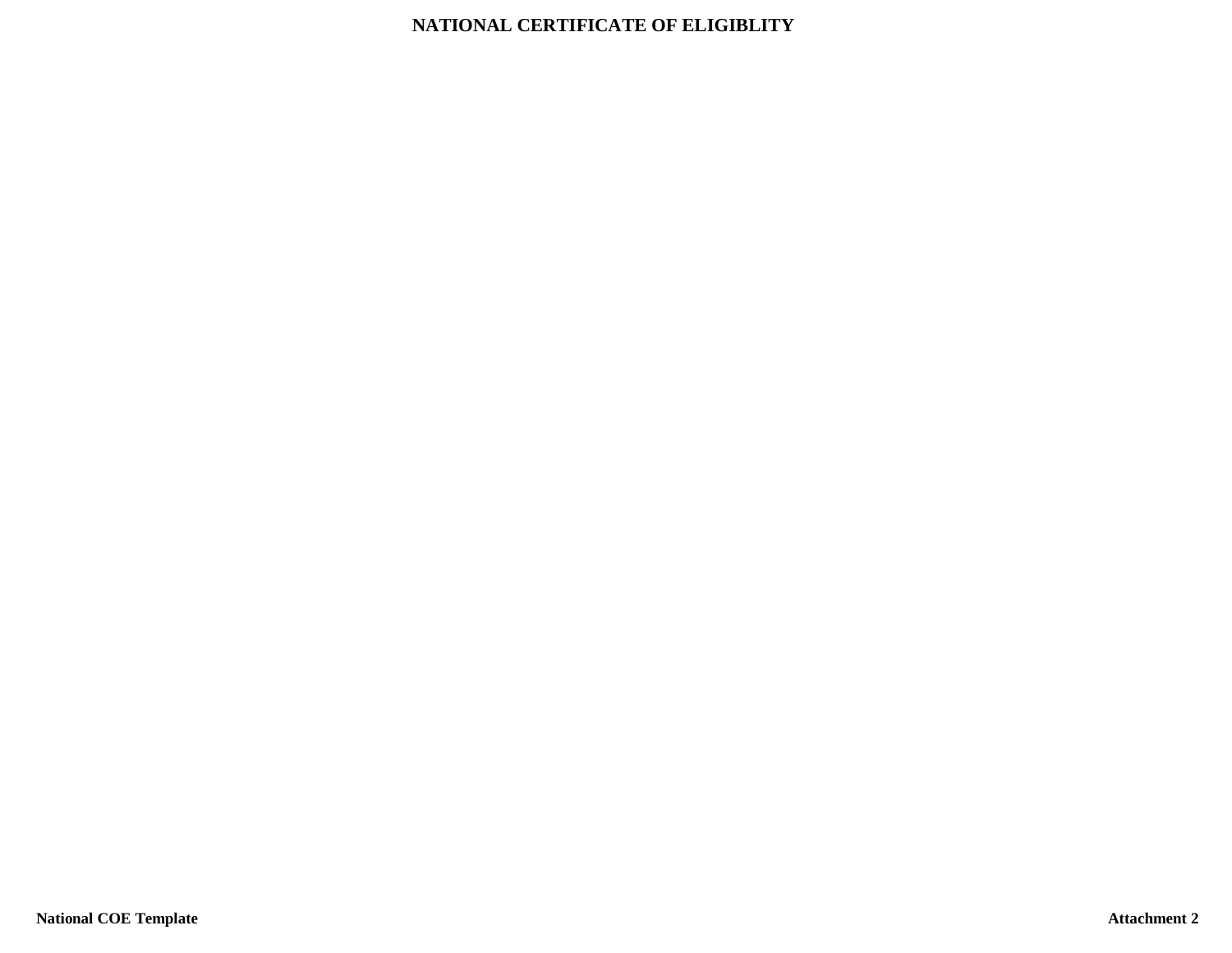# NATIONAL CERTIFICATE OF ELIGIBLITY

**National COE Template** **Attachment 2**